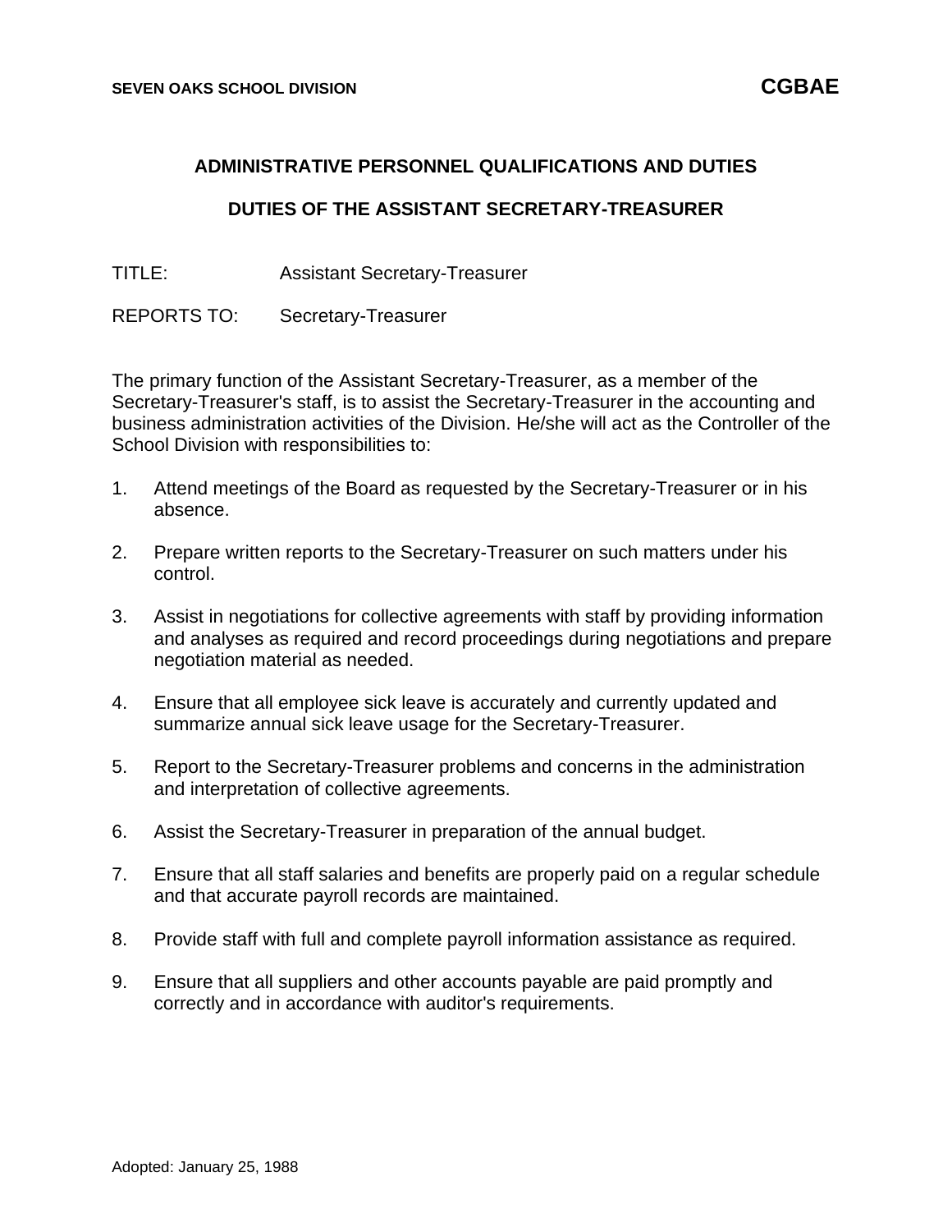**SEVEN OAKS SCHOOL DIVISION** **CGBAE**

## ADMINISTRATIVE PERSONNEL QUALIFICATIONS AND DUTIES

## DUTIES OF THE ASSISTANT SECRETARY-TREASURER

TITLE: Assistant Secretary-Treasurer

REPORTS TO: Secretary-Treasurer

The primary function of the Assistant Secretary-Treasurer, as a member of the Secretary-Treasurer's staff, is to assist the Secretary-Treasurer in the accounting and business administration activities of the Division. He/she will act as the Controller of the School Division with responsibilities to:

1. Attend meetings of the Board as requested by the Secretary-Treasurer or in his absence.
2. Prepare written reports to the Secretary-Treasurer on such matters under his control.
3. Assist in negotiations for collective agreements with staff by providing information and analyses as required and record proceedings during negotiations and prepare negotiation material as needed.
4. Ensure that all employee sick leave is accurately and currently updated and summarize annual sick leave usage for the Secretary-Treasurer.
5. Report to the Secretary-Treasurer problems and concerns in the administration and interpretation of collective agreements.
6. Assist the Secretary-Treasurer in preparation of the annual budget.
7. Ensure that all staff salaries and benefits are properly paid on a regular schedule and that accurate payroll records are maintained.
8. Provide staff with full and complete payroll information assistance as required.
9. Ensure that all suppliers and other accounts payable are paid promptly and correctly and in accordance with auditor's requirements.

Adopted: January 25, 1988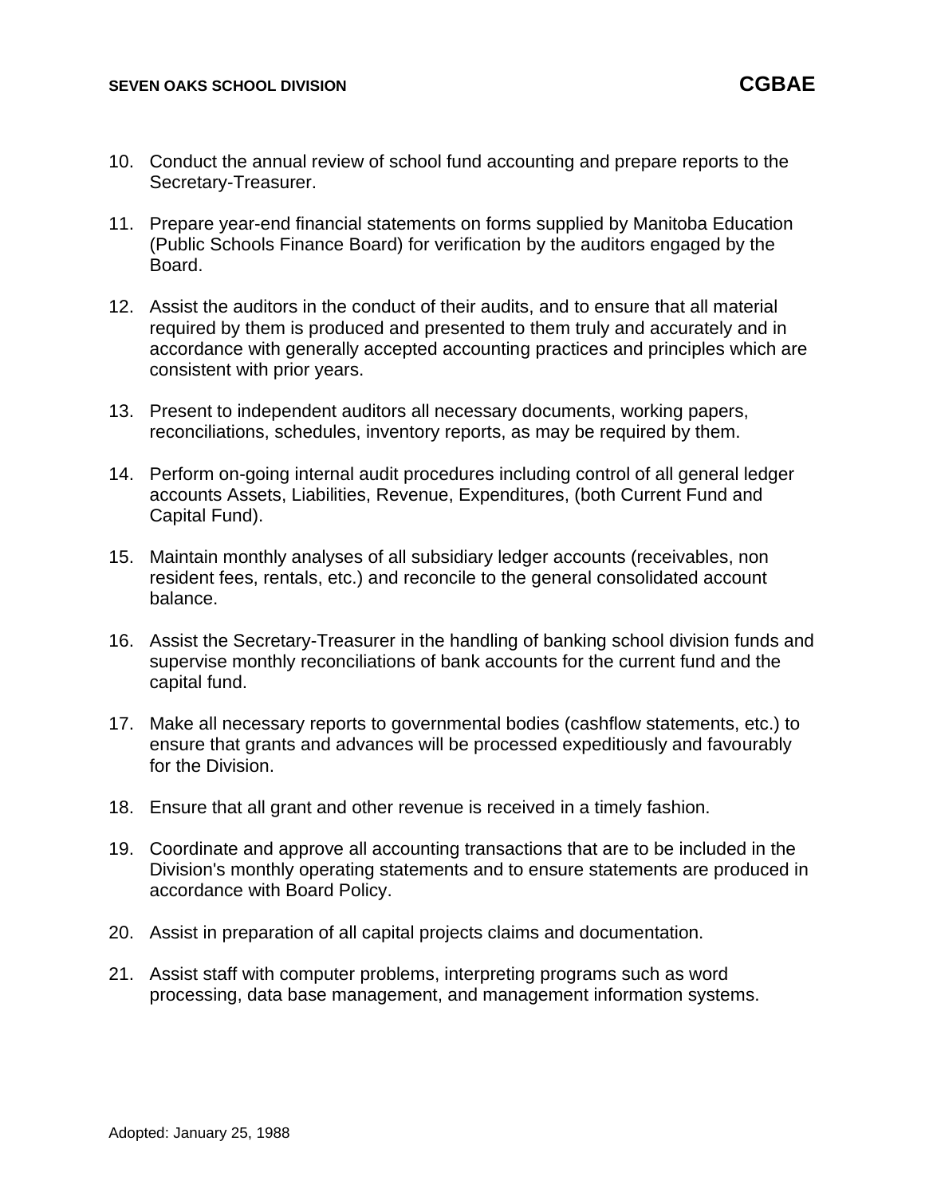10. Conduct the annual review of school fund accounting and prepare reports to the Secretary-Treasurer.

11. Prepare year-end financial statements on forms supplied by Manitoba Education (Public Schools Finance Board) for verification by the auditors engaged by the Board.

12. Assist the auditors in the conduct of their audits, and to ensure that all material required by them is produced and presented to them truly and accurately and in accordance with generally accepted accounting practices and principles which are consistent with prior years.

13. Present to independent auditors all necessary documents, working papers, reconciliations, schedules, inventory reports, as may be required by them.

14. Perform on-going internal audit procedures including control of all general ledger accounts Assets, Liabilities, Revenue, Expenditures, (both Current Fund and Capital Fund).

15. Maintain monthly analyses of all subsidiary ledger accounts (receivables, non resident fees, rentals, etc.) and reconcile to the general consolidated account balance.

16. Assist the Secretary-Treasurer in the handling of banking school division funds and supervise monthly reconciliations of bank accounts for the current fund and the capital fund.

17. Make all necessary reports to governmental bodies (cashflow statements, etc.) to ensure that grants and advances will be processed expeditiously and favourably for the Division.

18. Ensure that all grant and other revenue is received in a timely fashion.

19. Coordinate and approve all accounting transactions that are to be included in the Division's monthly operating statements and to ensure statements are produced in accordance with Board Policy.

20. Assist in preparation of all capital projects claims and documentation.

21. Assist staff with computer problems, interpreting programs such as word processing, data base management, and management information systems.

Adopted: January 25, 1988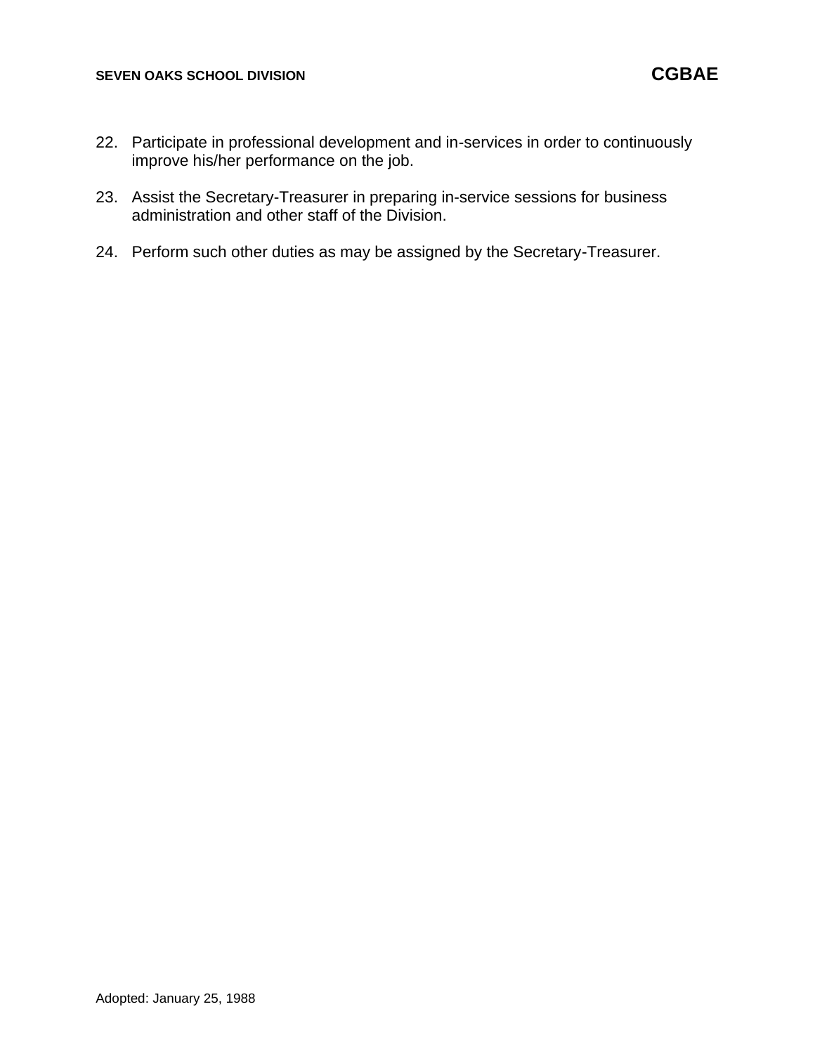22. Participate in professional development and in-services in order to continuously improve his/her performance on the job.

23. Assist the Secretary-Treasurer in preparing in-service sessions for business administration and other staff of the Division.

24. Perform such other duties as may be assigned by the Secretary-Treasurer.

Adopted: January 25, 1988